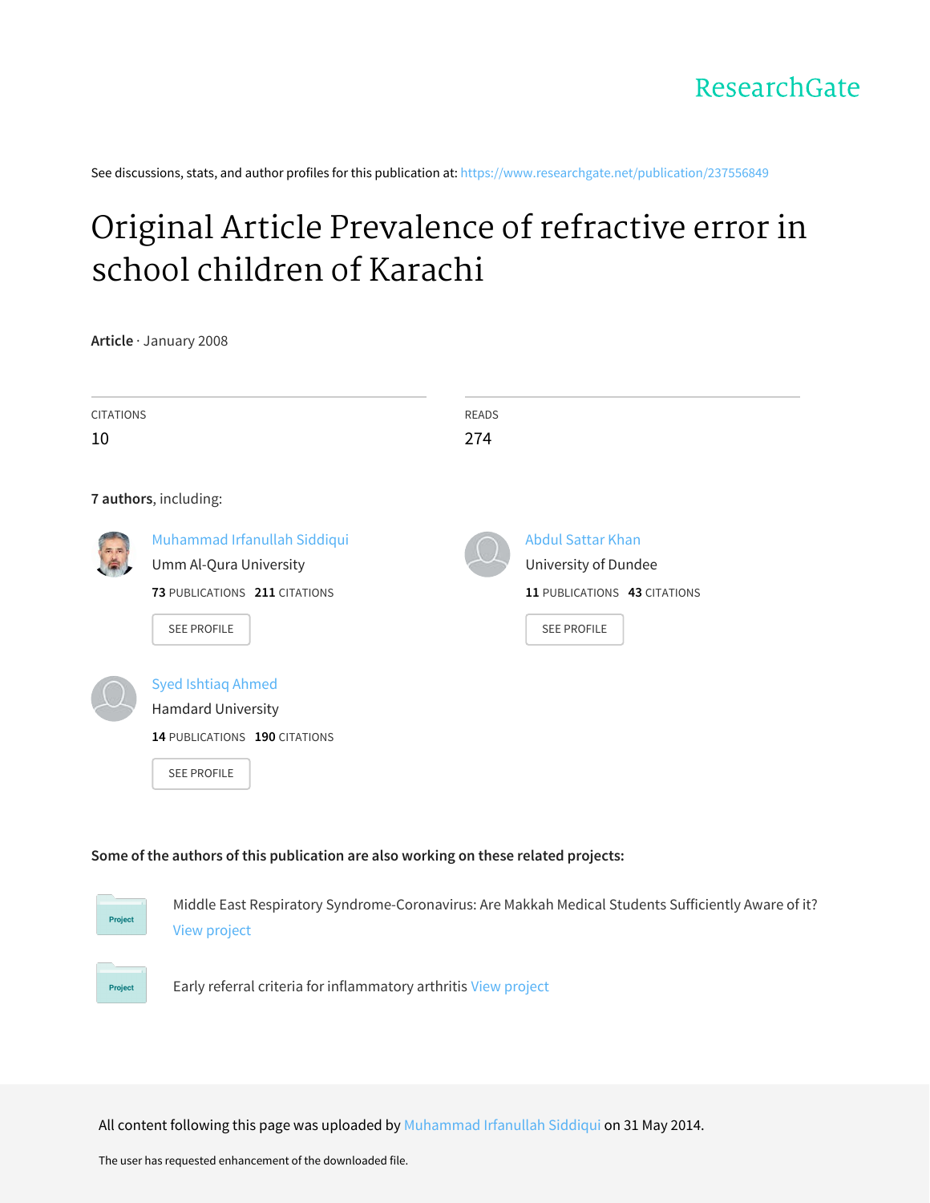ResearchGate

See discussions, stats, and author profiles for this publication at: https://www.researchgate.net/publication/237556849

# Original Article Prevalence of refractive error in school children of Karachi

**Article** · January 2008

| CITATIONS | READS |
| --- | --- |
| 10 | 274 |

**7 authors**, including:

**Muhammad Irfanullah Siddiqui**
Umm Al-Qura University
**73** PUBLICATIONS **211** CITATIONS
SEE PROFILE

**Abdul Sattar Khan**
University of Dundee
**11** PUBLICATIONS **43** CITATIONS
SEE PROFILE

**Syed Ishtiaq Ahmed**
Hamdard University
**14** PUBLICATIONS **190** CITATIONS
SEE PROFILE

**Some of the authors of this publication are also working on these related projects:**

Project: Middle East Respiratory Syndrome-Coronavirus: Are Makkah Medical Students Sufficiently Aware of it? View project

Project: Early referral criteria for inflammatory arthritis View project

All content following this page was uploaded by Muhammad Irfanullah Siddiqui on 31 May 2014.

The user has requested enhancement of the downloaded file.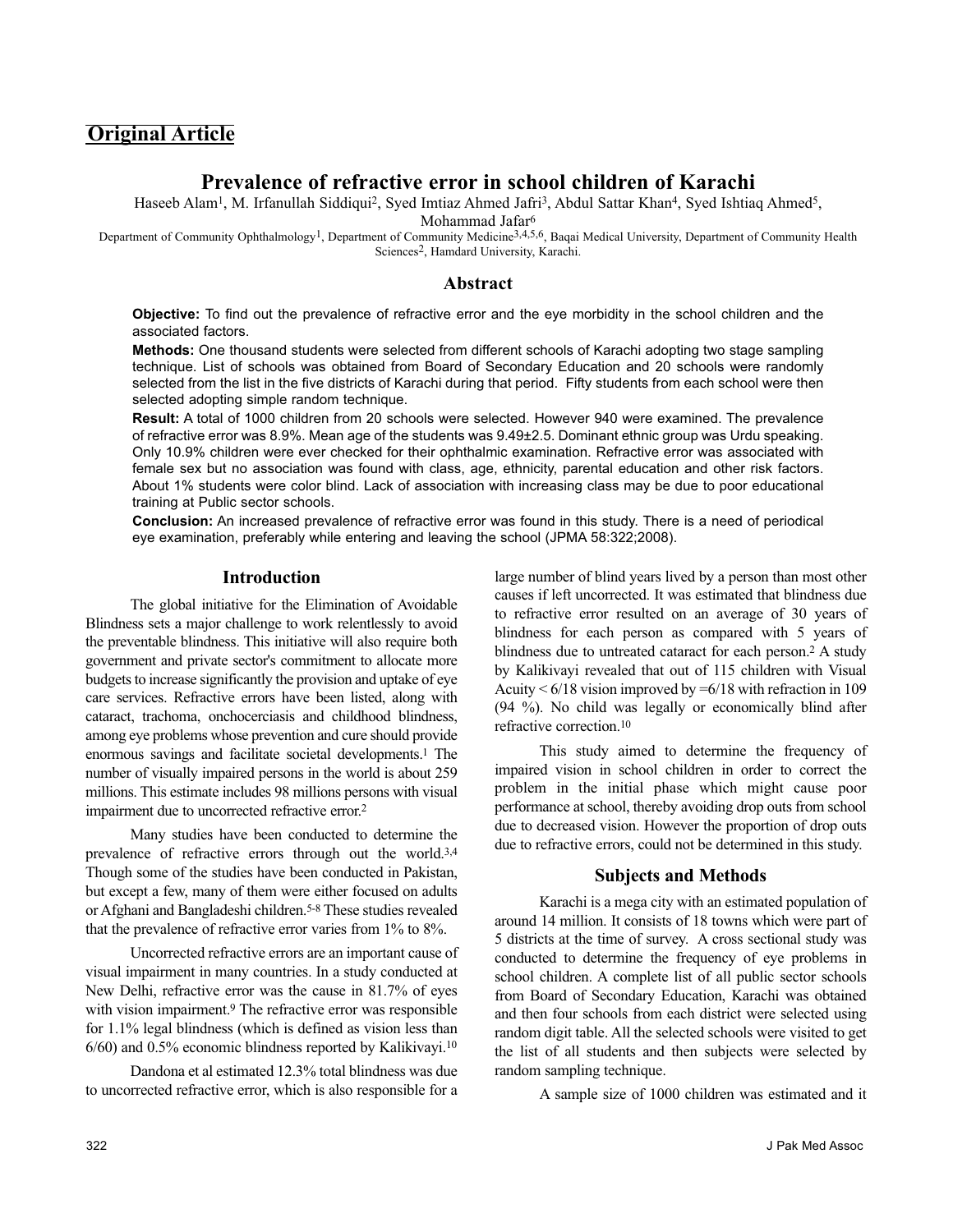## Original Article

# Prevalence of refractive error in school children of Karachi

Haseeb Alam[1], M. Irfanullah Siddiqui[2], Syed Imtiaz Ahmed Jafri[3], Abdul Sattar Khan[4], Syed Ishtiaq Ahmed[5], Mohammad Jafar[6]

Department of Community Ophthalmology[1], Department of Community Medicine[3,4,5,6], Baqai Medical University, Department of Community Health Sciences[2], Hamdard University, Karachi.

## Abstract

**Objective:** To find out the prevalence of refractive error and the eye morbidity in the school children and the associated factors.

**Methods:** One thousand students were selected from different schools of Karachi adopting two stage sampling technique. List of schools was obtained from Board of Secondary Education and 20 schools were randomly selected from the list in the five districts of Karachi during that period. Fifty students from each school were then selected adopting simple random technique.

**Result:** A total of 1000 children from 20 schools were selected. However 940 were examined. The prevalence of refractive error was 8.9%. Mean age of the students was 9.49±2.5. Dominant ethnic group was Urdu speaking. Only 10.9% children were ever checked for their ophthalmic examination. Refractive error was associated with female sex but no association was found with class, age, ethnicity, parental education and other risk factors. About 1% students were color blind. Lack of association with increasing class may be due to poor educational training at Public sector schools.

**Conclusion:** An increased prevalence of refractive error was found in this study. There is a need of periodical eye examination, preferably while entering and leaving the school (JPMA 58:322;2008).

## Introduction

The global initiative for the Elimination of Avoidable Blindness sets a major challenge to work relentlessly to avoid the preventable blindness. This initiative will also require both government and private sector's commitment to allocate more budgets to increase significantly the provision and uptake of eye care services. Refractive errors have been listed, along with cataract, trachoma, onchocerciasis and childhood blindness, among eye problems whose prevention and cure should provide enormous savings and facilitate societal developments.[1] The number of visually impaired persons in the world is about 259 millions. This estimate includes 98 millions persons with visual impairment due to uncorrected refractive error.[2]

Many studies have been conducted to determine the prevalence of refractive errors through out the world.[3,4] Though some of the studies have been conducted in Pakistan, but except a few, many of them were either focused on adults or Afghani and Bangladeshi children.[5-8] These studies revealed that the prevalence of refractive error varies from 1% to 8%.

Uncorrected refractive errors are an important cause of visual impairment in many countries. In a study conducted at New Delhi, refractive error was the cause in 81.7% of eyes with vision impairment.[9] The refractive error was responsible for 1.1% legal blindness (which is defined as vision less than 6/60) and 0.5% economic blindness reported by Kalikivayi.[10]

Dandona et al estimated 12.3% total blindness was due to uncorrected refractive error, which is also responsible for a large number of blind years lived by a person than most other causes if left uncorrected. It was estimated that blindness due to refractive error resulted on an average of 30 years of blindness for each person as compared with 5 years of blindness due to untreated cataract for each person.[2] A study by Kalikivayi revealed that out of 115 children with Visual Acuity < 6/18 vision improved by =6/18 with refraction in 109 (94 %). No child was legally or economically blind after refractive correction.[10]

This study aimed to determine the frequency of impaired vision in school children in order to correct the problem in the initial phase which might cause poor performance at school, thereby avoiding drop outs from school due to decreased vision. However the proportion of drop outs due to refractive errors, could not be determined in this study.

## Subjects and Methods

Karachi is a mega city with an estimated population of around 14 million. It consists of 18 towns which were part of 5 districts at the time of survey. A cross sectional study was conducted to determine the frequency of eye problems in school children. A complete list of all public sector schools from Board of Secondary Education, Karachi was obtained and then four schools from each district were selected using random digit table. All the selected schools were visited to get the list of all students and then subjects were selected by random sampling technique.

A sample size of 1000 children was estimated and it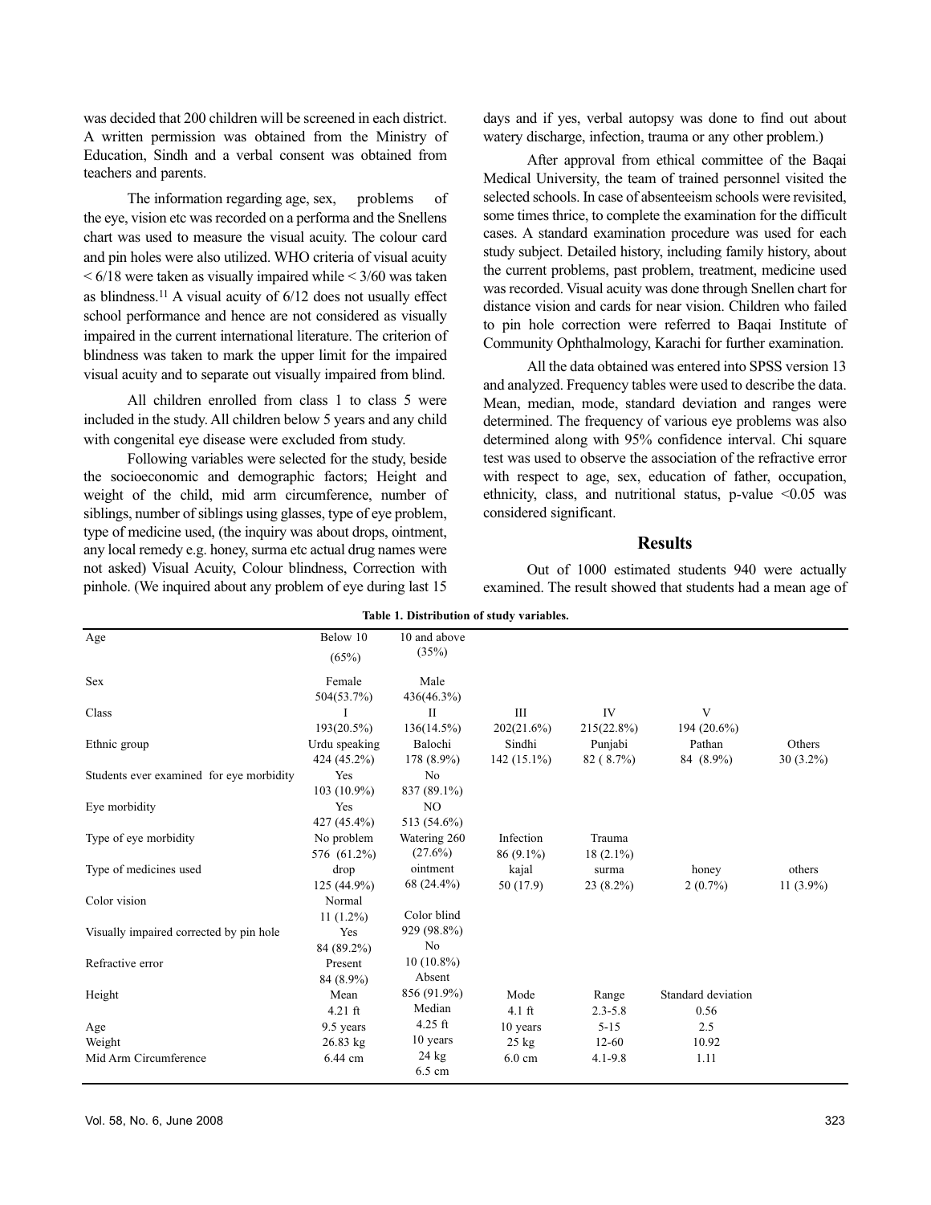was decided that 200 children will be screened in each district. A written permission was obtained from the Ministry of Education, Sindh and a verbal consent was obtained from teachers and parents.

The information regarding age, sex, problems of the eye, vision etc was recorded on a performa and the Snellens chart was used to measure the visual acuity. The colour card and pin holes were also utilized. WHO criteria of visual acuity < 6/18 were taken as visually impaired while < 3/60 was taken as blindness.[11] A visual acuity of 6/12 does not usually effect school performance and hence are not considered as visually impaired in the current international literature. The criterion of blindness was taken to mark the upper limit for the impaired visual acuity and to separate out visually impaired from blind.

All children enrolled from class 1 to class 5 were included in the study. All children below 5 years and any child with congenital eye disease were excluded from study.

Following variables were selected for the study, beside the socioeconomic and demographic factors; Height and weight of the child, mid arm circumference, number of siblings, number of siblings using glasses, type of eye problem, type of medicine used, (the inquiry was about drops, ointment, any local remedy e.g. honey, surma etc actual drug names were not asked) Visual Acuity, Colour blindness, Correction with pinhole. (We inquired about any problem of eye during last 15 days and if yes, verbal autopsy was done to find out about watery discharge, infection, trauma or any other problem.)

After approval from ethical committee of the Baqai Medical University, the team of trained personnel visited the selected schools. In case of absenteeism schools were revisited, some times thrice, to complete the examination for the difficult cases. A standard examination procedure was used for each study subject. Detailed history, including family history, about the current problems, past problem, treatment, medicine used was recorded. Visual acuity was done through Snellen chart for distance vision and cards for near vision. Children who failed to pin hole correction were referred to Baqai Institute of Community Ophthalmology, Karachi for further examination.

All the data obtained was entered into SPSS version 13 and analyzed. Frequency tables were used to describe the data. Mean, median, mode, standard deviation and ranges were determined. The frequency of various eye problems was also determined along with 95% confidence interval. Chi square test was used to observe the association of the refractive error with respect to age, sex, education of father, occupation, ethnicity, class, and nutritional status, p-value <0.05 was considered significant.

## Results

Out of 1000 estimated students 940 were actually examined. The result showed that students had a mean age of

**Table 1. Distribution of study variables.**

| | | | | | | |
|---|---|---|---|---|---|---|
| Age | Below 10 (65%) | 10 and above (35%) | | | | |
| Sex | Female 504(53.7%) | Male 436(46.3%) | | | | |
| Class | I 193(20.5%) | II 136(14.5%) | III 202(21.6%) | IV 215(22.8%) | V 194 (20.6%) | |
| Ethnic group | Urdu speaking 424 (45.2%) | Balochi 178 (8.9%) | Sindhi 142 (15.1%) | Punjabi 82 ( 8.7%) | Pathan 84 (8.9%) | Others 30 (3.2%) |
| Students ever examined for eye morbidity | Yes 103 (10.9%) | No 837 (89.1%) | | | | |
| Eye morbidity | Yes 427 (45.4%) | NO 513 (54.6%) | | | | |
| Type of eye morbidity | No problem 576 (61.2%) | Watering 260 (27.6%) | Infection 86 (9.1%) | Trauma 18 (2.1%) | | |
| Type of medicines used | drop 125 (44.9%) | ointment 68 (24.4%) | kajal 50 (17.9) | surma 23 (8.2%) | honey 2 (0.7%) | others 11 (3.9%) |
| Color vision | Normal 11 (1.2%) | Color blind 929 (98.8%) | | | | |
| Visually impaired corrected by pin hole | Yes 84 (89.2%) | No 10 (10.8%) | | | | |
| Refractive error | Present 84 (8.9%) | Absent 856 (91.9%) | | | | |
| | Mean | Median | Mode | Range | Standard deviation | |
| Height | 4.21 ft | 4.25 ft | 4.1 ft | 2.3-5.8 | 0.56 | |
| Age | 9.5 years | 10 years | 10 years | 5-15 | 2.5 | |
| Weight | 26.83 kg | 24 kg | 25 kg | 12-60 | 10.92 | |
| Mid Arm Circumference | 6.44 cm | 6.5 cm | 6.0 cm | 4.1-9.8 | 1.11 | |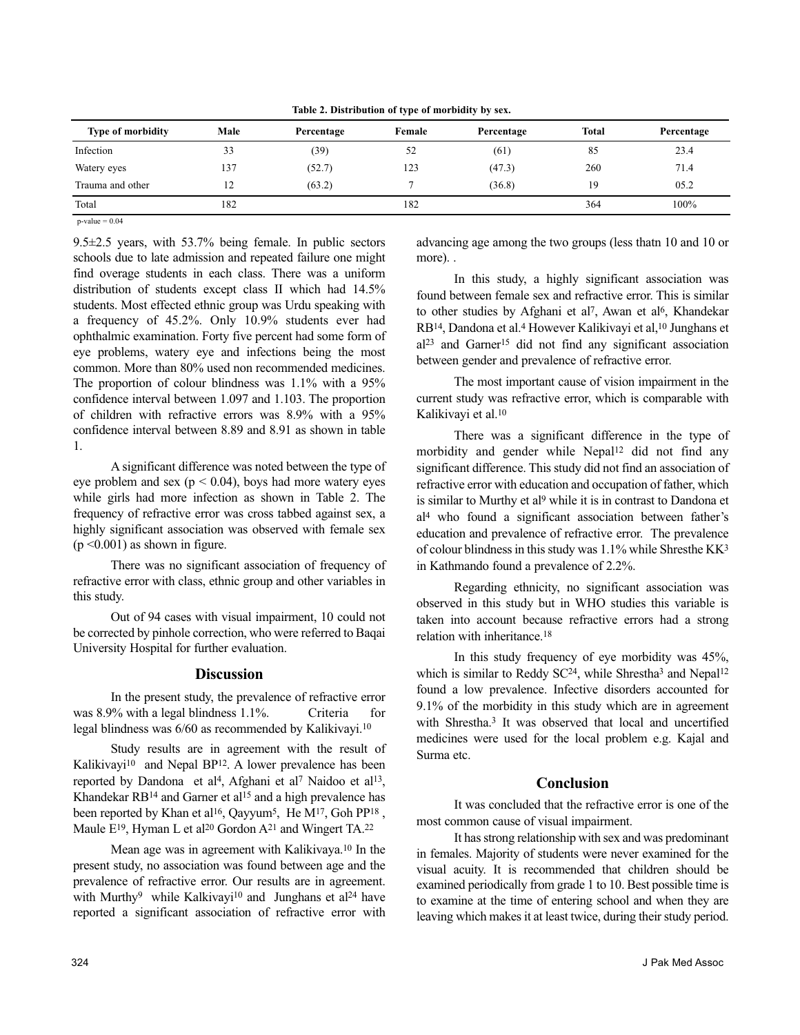**Table 2. Distribution of type of morbidity by sex.**

| Type of morbidity | Male | Percentage | Female | Percentage | Total | Percentage |
|---|---|---|---|---|---|---|
| Infection | 33 | (39) | 52 | (61) | 85 | 23.4 |
| Watery eyes | 137 | (52.7) | 123 | (47.3) | 260 | 71.4 |
| Trauma and other | 12 | (63.2) | 7 | (36.8) | 19 | 05.2 |
| Total | 182 | | 182 | | 364 | 100% |

p-value = 0.04

9.5±2.5 years, with 53.7% being female. In public sectors schools due to late admission and repeated failure one might find overage students in each class. There was a uniform distribution of students except class II which had 14.5% students. Most effected ethnic group was Urdu speaking with a frequency of 45.2%. Only 10.9% students ever had ophthalmic examination. Forty five percent had some form of eye problems, watery eye and infections being the most common. More than 80% used non recommended medicines. The proportion of colour blindness was 1.1% with a 95% confidence interval between 1.097 and 1.103. The proportion of children with refractive errors was 8.9% with a 95% confidence interval between 8.89 and 8.91 as shown in table 1.

A significant difference was noted between the type of eye problem and sex ($p < 0.04$), boys had more watery eyes while girls had more infection as shown in Table 2. The frequency of refractive error was cross tabbed against sex, a highly significant association was observed with female sex ($p < 0.001$) as shown in figure.

There was no significant association of frequency of refractive error with class, ethnic group and other variables in this study.

Out of 94 cases with visual impairment, 10 could not be corrected by pinhole correction, who were referred to Baqai University Hospital for further evaluation.

## Discussion

In the present study, the prevalence of refractive error was 8.9% with a legal blindness 1.1%. Criteria for legal blindness was 6/60 as recommended by Kalikivayi.[10]

Study results are in agreement with the result of Kalikivayi[10] and Nepal BP[12]. A lower prevalence has been reported by Dandona et al[4], Afghani et al[7] Naidoo et al[13], Khandekar RB[14] and Garner et al[15] and a high prevalence has been reported by Khan et al[16], Qayyum[5], He M[17], Goh PP[18], Maule E[19], Hyman L et al[20] Gordon A[21] and Wingert TA.[22]

Mean age was in agreement with Kalikivaya.[10] In the present study, no association was found between age and the prevalence of refractive error. Our results are in agreement. with Murthy[9] while Kalkivayi[10] and Junghans et al[24] have reported a significant association of refractive error with advancing age among the two groups (less thatn 10 and 10 or more). .

In this study, a highly significant association was found between female sex and refractive error. This is similar to other studies by Afghani et al[7], Awan et al[6], Khandekar RB[14], Dandona et al.[4] However Kalikivayi et al,[10] Junghans et al[23] and Garner[15] did not find any significant association between gender and prevalence of refractive error.

The most important cause of vision impairment in the current study was refractive error, which is comparable with Kalikivayi et al.[10]

There was a significant difference in the type of morbidity and gender while Nepal[12] did not find any significant difference. This study did not find an association of refractive error with education and occupation of father, which is similar to Murthy et al[9] while it is in contrast to Dandona et al[4] who found a significant association between father's education and prevalence of refractive error. The prevalence of colour blindness in this study was 1.1% while Shresthe KK[3] in Kathmando found a prevalence of 2.2%.

Regarding ethnicity, no significant association was observed in this study but in WHO studies this variable is taken into account because refractive errors had a strong relation with inheritance.[18]

In this study frequency of eye morbidity was 45%, which is similar to Reddy SC[24], while Shrestha[3] and Nepal[12] found a low prevalence. Infective disorders accounted for 9.1% of the morbidity in this study which are in agreement with Shrestha.[3] It was observed that local and uncertified medicines were used for the local problem e.g. Kajal and Surma etc.

## Conclusion

It was concluded that the refractive error is one of the most common cause of visual impairment.

It has strong relationship with sex and was predominant in females. Majority of students were never examined for the visual acuity. It is recommended that children should be examined periodically from grade 1 to 10. Best possible time is to examine at the time of entering school and when they are leaving which makes it at least twice, during their study period.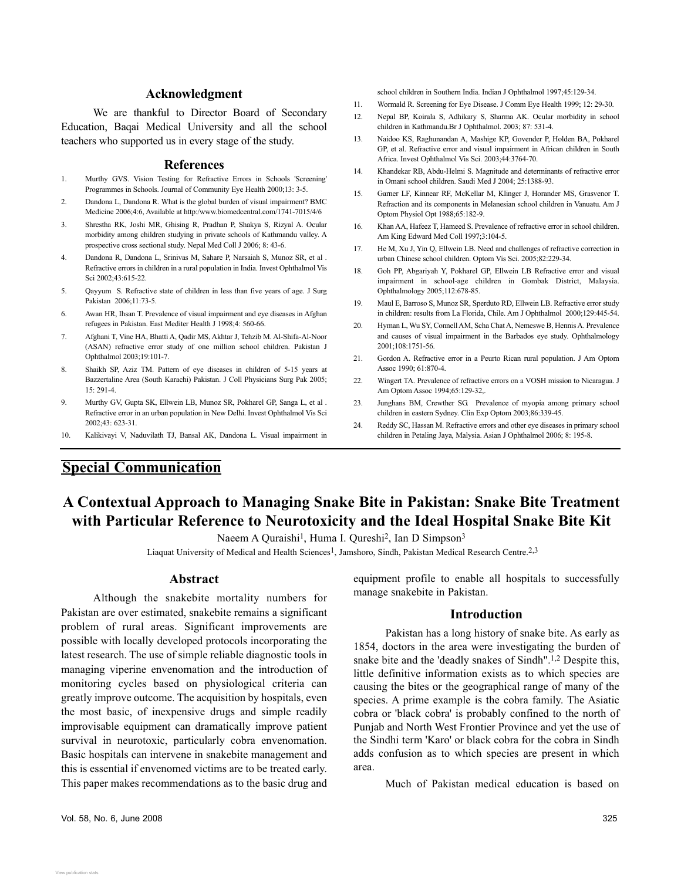## Acknowledgment

We are thankful to Director Board of Secondary Education, Baqai Medical University and all the school teachers who supported us in every stage of the study.

## References

1. Murthy GVS. Vision Testing for Refractive Errors in Schools 'Screening' Programmes in Schools. Journal of Community Eye Health 2000;13: 3-5.
2. Dandona L, Dandona R. What is the global burden of visual impairment? BMC Medicine 2006;4:6, Available at http:/www.biomedcentral.com/1741-7015/4/6
3. Shrestha RK, Joshi MR, Ghising R, Pradhan P, Shakya S, Rizyal A. Ocular morbidity among children studying in private schools of Kathmandu valley. A prospective cross sectional study. Nepal Med Coll J 2006; 8: 43-6.
4. Dandona R, Dandona L, Srinivas M, Sahare P, Narsaiah S, Munoz SR, et al . Refractive errors in children in a rural population in India. Invest Ophthalmol Vis Sci 2002;43:615-22.
5. Qayyum S. Refractive state of children in less than five years of age. J Surg Pakistan 2006;11:73-5.
6. Awan HR, Ihsan T. Prevalence of visual impairment and eye diseases in Afghan refugees in Pakistan. East Mediter Health J 1998;4: 560-66.
7. Afghani T, Vine HA, Bhatti A, Qadir MS, Akhtar J, Tehzib M. Al-Shifa-Al-Noor (ASAN) refractive error study of one million school children. Pakistan J Ophthalmol 2003;19:101-7.
8. Shaikh SP, Aziz TM. Pattern of eye diseases in children of 5-15 years at Bazzertaline Area (South Karachi) Pakistan. J Coll Physicians Surg Pak 2005; 15: 291-4.
9. Murthy GV, Gupta SK, Ellwein LB, Munoz SR, Pokharel GP, Sanga L, et al . Refractive error in an urban population in New Delhi. Invest Ophthalmol Vis Sci 2002;43: 623-31.
10. Kalikivayi V, Naduvilath TJ, Bansal AK, Dandona L. Visual impairment in school children in Southern India. Indian J Ophthalmol 1997;45:129-34.
11. Wormald R. Screening for Eye Disease. J Comm Eye Health 1999; 12: 29-30.
12. Nepal BP, Koirala S, Adhikary S, Sharma AK. Ocular morbidity in school children in Kathmandu.Br J Ophthalmol. 2003; 87: 531-4.
13. Naidoo KS, Raghunandan A, Mashige KP, Govender P, Holden BA, Pokharel GP, et al. Refractive error and visual impairment in African children in South Africa. Invest Ophthalmol Vis Sci. 2003;44:3764-70.
14. Khandekar RB, Abdu-Helmi S. Magnitude and determinants of refractive error in Omani school children. Saudi Med J 2004; 25:1388-93.
15. Garner LF, Kinnear RF, McKellar M, Klinger J, Horander MS, Grasvenor T. Refraction and its components in Melanesian school children in Vanuatu. Am J Optom Physiol Opt 1988;65:182-9.
16. Khan AA, Hafeez T, Hameed S. Prevalence of refractive error in school children. Am King Edward Med Coll 1997;3:104-5.
17. He M, Xu J, Yin Q, Ellwein LB. Need and challenges of refractive correction in urban Chinese school children. Optom Vis Sci. 2005;82:229-34.
18. Goh PP, Abgariyah Y, Pokharel GP, Ellwein LB Refractive error and visual impairment in school-age children in Gombak District, Malaysia. Ophthalmology 2005;112:678-85.
19. Maul E, Barroso S, Munoz SR, Sperduto RD, Ellwein LB. Refractive error study in children: results from La Florida, Chile. Am J Ophthalmol 2000;129:445-54.
20. Hyman L, Wu SY, Connell AM, Scha Chat A, Nemeswe B, Hennis A. Prevalence and causes of visual impairment in the Barbados eye study. Ophthalmology 2001;108:1751-56.
21. Gordon A. Refractive error in a Peurto Rican rural population. J Am Optom Assoc 1990; 61:870-4.
22. Wingert TA. Prevalence of refractive errors on a VOSH mission to Nicaragua. J Am Optom Assoc 1994;65:129-32,.
23. Junghans BM, Crewther SG. Prevalence of myopia among primary school children in eastern Sydney. Clin Exp Optom 2003;86:339-45.
24. Reddy SC, Hassan M. Refractive errors and other eye diseases in primary school children in Petaling Jaya, Malysia. Asian J Ophthalmol 2006; 8: 195-8.

---

**Special Communication**

# A Contextual Approach to Managing Snake Bite in Pakistan: Snake Bite Treatment with Particular Reference to Neurotoxicity and the Ideal Hospital Snake Bite Kit

Naeem A Quraishi[1], Huma I. Qureshi[2], Ian D Simpson[3]

Liaquat University of Medical and Health Sciences[1], Jamshoro, Sindh, Pakistan Medical Research Centre.[2,3]

## Abstract

Although the snakebite mortality numbers for Pakistan are over estimated, snakebite remains a significant problem of rural areas. Significant improvements are possible with locally developed protocols incorporating the latest research. The use of simple reliable diagnostic tools in managing viperine envenomation and the introduction of monitoring cycles based on physiological criteria can greatly improve outcome. The acquisition by hospitals, even the most basic, of inexpensive drugs and simple readily improvisable equipment can dramatically improve patient survival in neurotoxic, particularly cobra envenomation. Basic hospitals can intervene in snakebite management and this is essential if envenomed victims are to be treated early. This paper makes recommendations as to the basic drug and equipment profile to enable all hospitals to successfully manage snakebite in Pakistan.

## Introduction

Pakistan has a long history of snake bite. As early as 1854, doctors in the area were investigating the burden of snake bite and the 'deadly snakes of Sindh".[1,2] Despite this, little definitive information exists as to which species are causing the bites or the geographical range of many of the species. A prime example is the cobra family. The Asiatic cobra or 'black cobra' is probably confined to the north of Punjab and North West Frontier Province and yet the use of the Sindhi term 'Karo' or black cobra for the cobra in Sindh adds confusion as to which species are present in which area.

Much of Pakistan medical education is based on